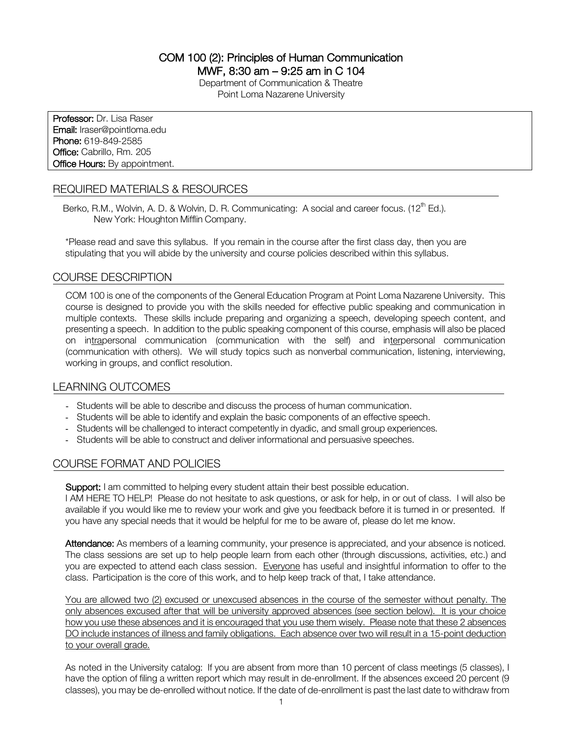# COM 100 (2): Principles of Human Communication

**MWF, 8:30 am – 9:25 am in C 104**

Department of Communication & Theatre
Point Loma Nazarene University

**Professor:** Dr. Lisa Raser
**Email:** lraser@pointloma.edu
**Phone:** 619-849-2585
**Office:** Cabrillo, Rm. 205
**Office Hours:** By appointment.

## REQUIRED MATERIALS & RESOURCES

Berko, R.M., Wolvin, A. D. & Wolvin, D. R. Communicating: A social and career focus. (12th Ed.). New York: Houghton Mifflin Company.

*Please read and save this syllabus. If you remain in the course after the first class day, then you are stipulating that you will abide by the university and course policies described within this syllabus.

## COURSE DESCRIPTION

COM 100 is one of the components of the General Education Program at Point Loma Nazarene University. This course is designed to provide you with the skills needed for effective public speaking and communication in multiple contexts. These skills include preparing and organizing a speech, developing speech content, and presenting a speech. In addition to the public speaking component of this course, emphasis will also be placed on in<u>tra</u>personal communication (communication with the self) and in<u>ter</u>personal communication (communication with others). We will study topics such as nonverbal communication, listening, interviewing, working in groups, and conflict resolution.

## LEARNING OUTCOMES

- Students will be able to describe and discuss the process of human communication.
- Students will be able to identify and explain the basic components of an effective speech.
- Students will be challenged to interact competently in dyadic, and small group experiences.
- Students will be able to construct and deliver informational and persuasive speeches.

## COURSE FORMAT AND POLICIES

**Support:** I am committed to helping every student attain their best possible education.
I AM HERE TO HELP! Please do not hesitate to ask questions, or ask for help, in or out of class. I will also be available if you would like me to review your work and give you feedback before it is turned in or presented. If you have any special needs that it would be helpful for me to be aware of, please do let me know.

**Attendance:** As members of a learning community, your presence is appreciated, and your absence is noticed. The class sessions are set up to help people learn from each other (through discussions, activities, etc.) and you are expected to attend each class session. <u>Everyone</u> has useful and insightful information to offer to the class. Participation is the core of this work, and to help keep track of that, I take attendance.

<u>You are allowed two (2) excused or unexcused absences in the course of the semester without penalty. The only absences excused after that will be university approved absences (see section below). It is your choice how you use these absences and it is encouraged that you use them wisely. Please note that these 2 absences DO include instances of illness and family obligations. Each absence over two will result in a 15-point deduction to your overall grade.</u>

As noted in the University catalog: If you are absent from more than 10 percent of class meetings (5 classes), I have the option of filing a written report which may result in de-enrollment. If the absences exceed 20 percent (9 classes), you may be de-enrolled without notice. If the date of de-enrollment is past the last date to withdraw from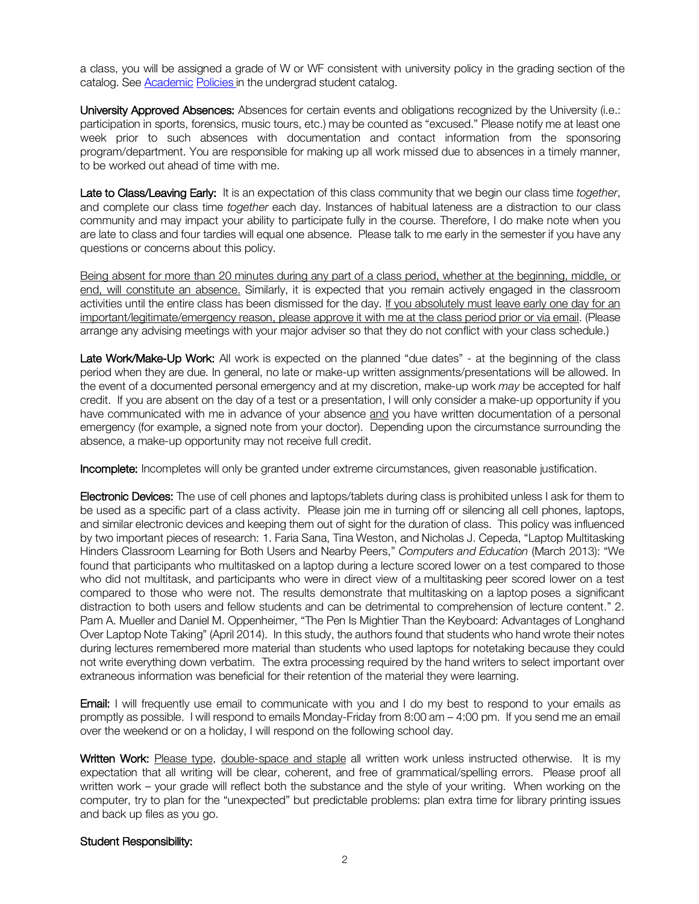a class, you will be assigned a grade of W or WF consistent with university policy in the grading section of the catalog. See Academic Policies in the undergrad student catalog.

**University Approved Absences:** Absences for certain events and obligations recognized by the University (i.e.: participation in sports, forensics, music tours, etc.) may be counted as "excused." Please notify me at least one week prior to such absences with documentation and contact information from the sponsoring program/department. You are responsible for making up all work missed due to absences in a timely manner, to be worked out ahead of time with me.

**Late to Class/Leaving Early:** It is an expectation of this class community that we begin our class time *together*, and complete our class time *together* each day. Instances of habitual lateness are a distraction to our class community and may impact your ability to participate fully in the course. Therefore, I do make note when you are late to class and four tardies will equal one absence. Please talk to me early in the semester if you have any questions or concerns about this policy.

Being absent for more than 20 minutes during any part of a class period, whether at the beginning, middle, or end, will constitute an absence. Similarly, it is expected that you remain actively engaged in the classroom activities until the entire class has been dismissed for the day. If you absolutely must leave early one day for an important/legitimate/emergency reason, please approve it with me at the class period prior or via email. (Please arrange any advising meetings with your major adviser so that they do not conflict with your class schedule.)

**Late Work/Make-Up Work:** All work is expected on the planned "due dates" - at the beginning of the class period when they are due. In general, no late or make-up written assignments/presentations will be allowed. In the event of a documented personal emergency and at my discretion, make-up work *may* be accepted for half credit. If you are absent on the day of a test or a presentation, I will only consider a make-up opportunity if you have communicated with me in advance of your absence and you have written documentation of a personal emergency (for example, a signed note from your doctor). Depending upon the circumstance surrounding the absence, a make-up opportunity may not receive full credit.

**Incomplete:** Incompletes will only be granted under extreme circumstances, given reasonable justification.

**Electronic Devices:** The use of cell phones and laptops/tablets during class is prohibited unless I ask for them to be used as a specific part of a class activity. Please join me in turning off or silencing all cell phones, laptops, and similar electronic devices and keeping them out of sight for the duration of class. This policy was influenced by two important pieces of research: 1. Faria Sana, Tina Weston, and Nicholas J. Cepeda, "Laptop Multitasking Hinders Classroom Learning for Both Users and Nearby Peers," *Computers and Education* (March 2013): "We found that participants who multitasked on a laptop during a lecture scored lower on a test compared to those who did not multitask, and participants who were in direct view of a multitasking peer scored lower on a test compared to those who were not. The results demonstrate that multitasking on a laptop poses a significant distraction to both users and fellow students and can be detrimental to comprehension of lecture content." 2. Pam A. Mueller and Daniel M. Oppenheimer, "The Pen Is Mightier Than the Keyboard: Advantages of Longhand Over Laptop Note Taking" (April 2014). In this study, the authors found that students who hand wrote their notes during lectures remembered more material than students who used laptops for notetaking because they could not write everything down verbatim. The extra processing required by the hand writers to select important over extraneous information was beneficial for their retention of the material they were learning.

**Email:** I will frequently use email to communicate with you and I do my best to respond to your emails as promptly as possible. I will respond to emails Monday-Friday from 8:00 am – 4:00 pm. If you send me an email over the weekend or on a holiday, I will respond on the following school day.

**Written Work:** Please type, double-space and staple all written work unless instructed otherwise. It is my expectation that all writing will be clear, coherent, and free of grammatical/spelling errors. Please proof all written work – your grade will reflect both the substance and the style of your writing. When working on the computer, try to plan for the "unexpected" but predictable problems: plan extra time for library printing issues and back up files as you go.

**Student Responsibility:**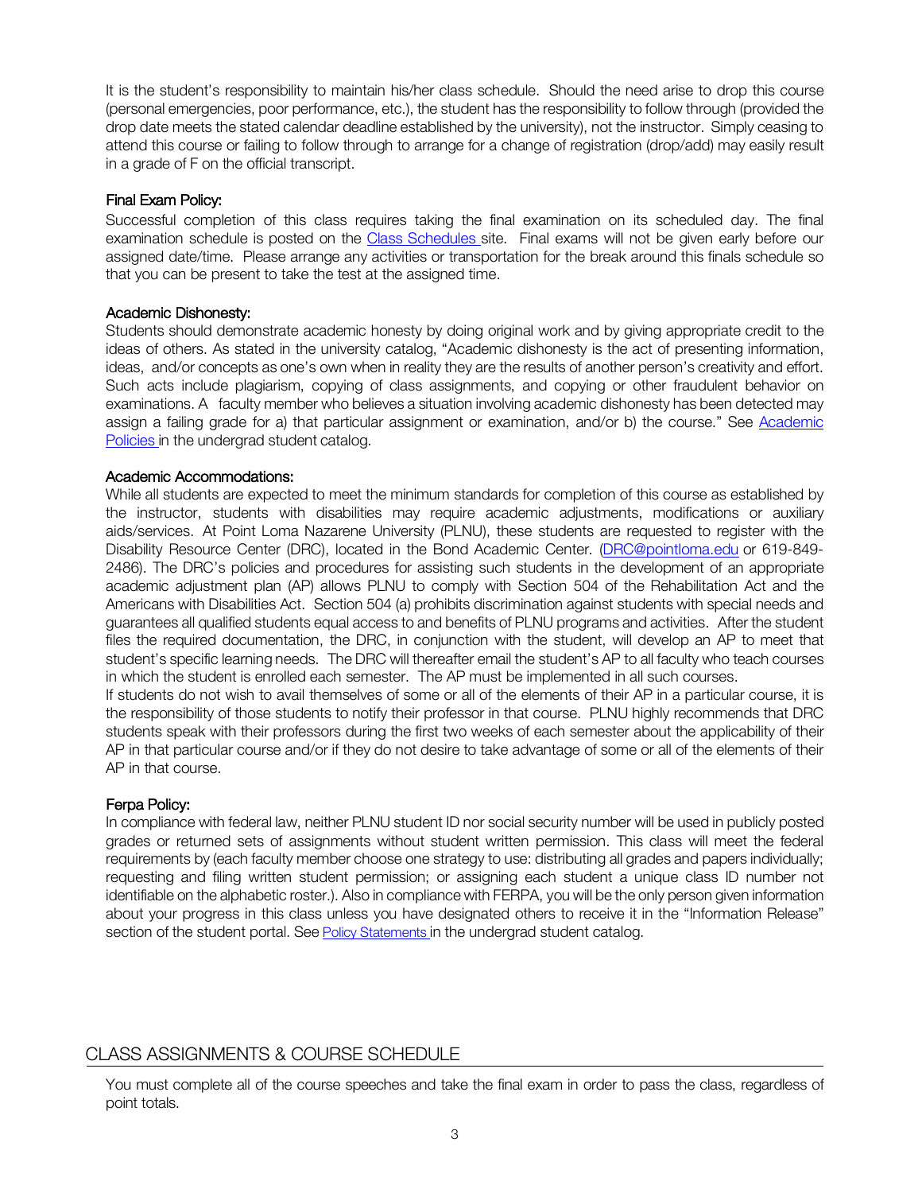It is the student's responsibility to maintain his/her class schedule. Should the need arise to drop this course (personal emergencies, poor performance, etc.), the student has the responsibility to follow through (provided the drop date meets the stated calendar deadline established by the university), not the instructor. Simply ceasing to attend this course or failing to follow through to arrange for a change of registration (drop/add) may easily result in a grade of F on the official transcript.

**Final Exam Policy:**
Successful completion of this class requires taking the final examination on its scheduled day. The final examination schedule is posted on the [Class Schedules](#) site. Final exams will not be given early before our assigned date/time. Please arrange any activities or transportation for the break around this finals schedule so that you can be present to take the test at the assigned time.

**Academic Dishonesty:**
Students should demonstrate academic honesty by doing original work and by giving appropriate credit to the ideas of others. As stated in the university catalog, "Academic dishonesty is the act of presenting information, ideas, and/or concepts as one's own when in reality they are the results of another person's creativity and effort. Such acts include plagiarism, copying of class assignments, and copying or other fraudulent behavior on examinations. A faculty member who believes a situation involving academic dishonesty has been detected may assign a failing grade for a) that particular assignment or examination, and/or b) the course." See [Academic Policies](#) in the undergrad student catalog.

**Academic Accommodations:**
While all students are expected to meet the minimum standards for completion of this course as established by the instructor, students with disabilities may require academic adjustments, modifications or auxiliary aids/services. At Point Loma Nazarene University (PLNU), these students are requested to register with the Disability Resource Center (DRC), located in the Bond Academic Center. (DRC@pointloma.edu or 619-849-2486). The DRC's policies and procedures for assisting such students in the development of an appropriate academic adjustment plan (AP) allows PLNU to comply with Section 504 of the Rehabilitation Act and the Americans with Disabilities Act. Section 504 (a) prohibits discrimination against students with special needs and guarantees all qualified students equal access to and benefits of PLNU programs and activities. After the student files the required documentation, the DRC, in conjunction with the student, will develop an AP to meet that student's specific learning needs. The DRC will thereafter email the student's AP to all faculty who teach courses in which the student is enrolled each semester. The AP must be implemented in all such courses.
If students do not wish to avail themselves of some or all of the elements of their AP in a particular course, it is the responsibility of those students to notify their professor in that course. PLNU highly recommends that DRC students speak with their professors during the first two weeks of each semester about the applicability of their AP in that particular course and/or if they do not desire to take advantage of some or all of the elements of their AP in that course.

**Ferpa Policy:**
In compliance with federal law, neither PLNU student ID nor social security number will be used in publicly posted grades or returned sets of assignments without student written permission. This class will meet the federal requirements by (each faculty member choose one strategy to use: distributing all grades and papers individually; requesting and filing written student permission; or assigning each student a unique class ID number not identifiable on the alphabetic roster.). Also in compliance with FERPA, you will be the only person given information about your progress in this class unless you have designated others to receive it in the "Information Release" section of the student portal. See [Policy Statements](#) in the undergrad student catalog.

## CLASS ASSIGNMENTS & COURSE SCHEDULE

You must complete all of the course speeches and take the final exam in order to pass the class, regardless of point totals.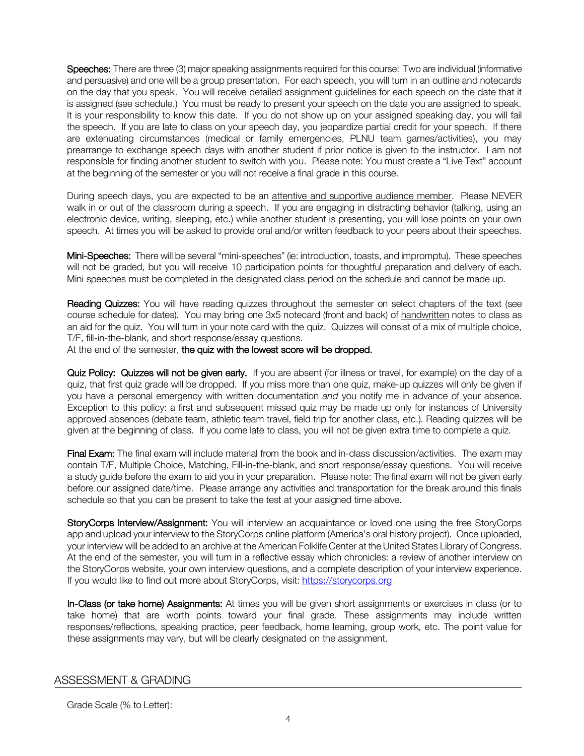**Speeches:** There are three (3) major speaking assignments required for this course: Two are individual (informative and persuasive) and one will be a group presentation. For each speech, you will turn in an outline and notecards on the day that you speak. You will receive detailed assignment guidelines for each speech on the date that it is assigned (see schedule.) You must be ready to present your speech on the date you are assigned to speak. It is your responsibility to know this date. If you do not show up on your assigned speaking day, you will fail the speech. If you are late to class on your speech day, you jeopardize partial credit for your speech. If there are extenuating circumstances (medical or family emergencies, PLNU team games/activities), you may prearrange to exchange speech days with another student if prior notice is given to the instructor. I am not responsible for finding another student to switch with you. Please note: You must create a "Live Text" account at the beginning of the semester or you will not receive a final grade in this course.

During speech days, you are expected to be an <u>attentive and supportive audience member</u>. Please NEVER walk in or out of the classroom during a speech. If you are engaging in distracting behavior (talking, using an electronic device, writing, sleeping, etc.) while another student is presenting, you will lose points on your own speech. At times you will be asked to provide oral and/or written feedback to your peers about their speeches.

**Mini-Speeches:** There will be several "mini-speeches" (ie: introduction, toasts, and impromptu). These speeches will not be graded, but you will receive 10 participation points for thoughtful preparation and delivery of each. Mini speeches must be completed in the designated class period on the schedule and cannot be made up.

**Reading Quizzes:** You will have reading quizzes throughout the semester on select chapters of the text (see course schedule for dates). You may bring one 3x5 notecard (front and back) of <u>handwritten</u> notes to class as an aid for the quiz. You will turn in your note card with the quiz. Quizzes will consist of a mix of multiple choice, T/F, fill-in-the-blank, and short response/essay questions.
At the end of the semester, **the quiz with the lowest score will be dropped.**

**Quiz Policy: Quizzes will not be given early.** If you are absent (for illness or travel, for example) on the day of a quiz, that first quiz grade will be dropped. If you miss more than one quiz, make-up quizzes will only be given if you have a personal emergency with written documentation *and* you notify me in advance of your absence. <u>Exception to this policy</u>: a first and subsequent missed quiz may be made up only for instances of University approved absences (debate team, athletic team travel, field trip for another class, etc.). Reading quizzes will be given at the beginning of class. If you come late to class, you will not be given extra time to complete a quiz.

**Final Exam:** The final exam will include material from the book and in-class discussion/activities. The exam may contain T/F, Multiple Choice, Matching, Fill-in-the-blank, and short response/essay questions. You will receive a study guide before the exam to aid you in your preparation. Please note: The final exam will not be given early before our assigned date/time. Please arrange any activities and transportation for the break around this finals schedule so that you can be present to take the test at your assigned time above.

**StoryCorps Interview/Assignment:** You will interview an acquaintance or loved one using the free StoryCorps app and upload your interview to the StoryCorps online platform (America's oral history project). Once uploaded, your interview will be added to an archive at the American Folklife Center at the United States Library of Congress. At the end of the semester, you will turn in a reflective essay which chronicles: a review of another interview on the StoryCorps website, your own interview questions, and a complete description of your interview experience. If you would like to find out more about StoryCorps, visit: [https://storycorps.org](https://storycorps.org)

**In-Class (or take home) Assignments:** At times you will be given short assignments or exercises in class (or to take home) that are worth points toward your final grade. These assignments may include written responses/reflections, speaking practice, peer feedback, home learning, group work, etc. The point value for these assignments may vary, but will be clearly designated on the assignment.

## ASSESSMENT & GRADING

Grade Scale (% to Letter):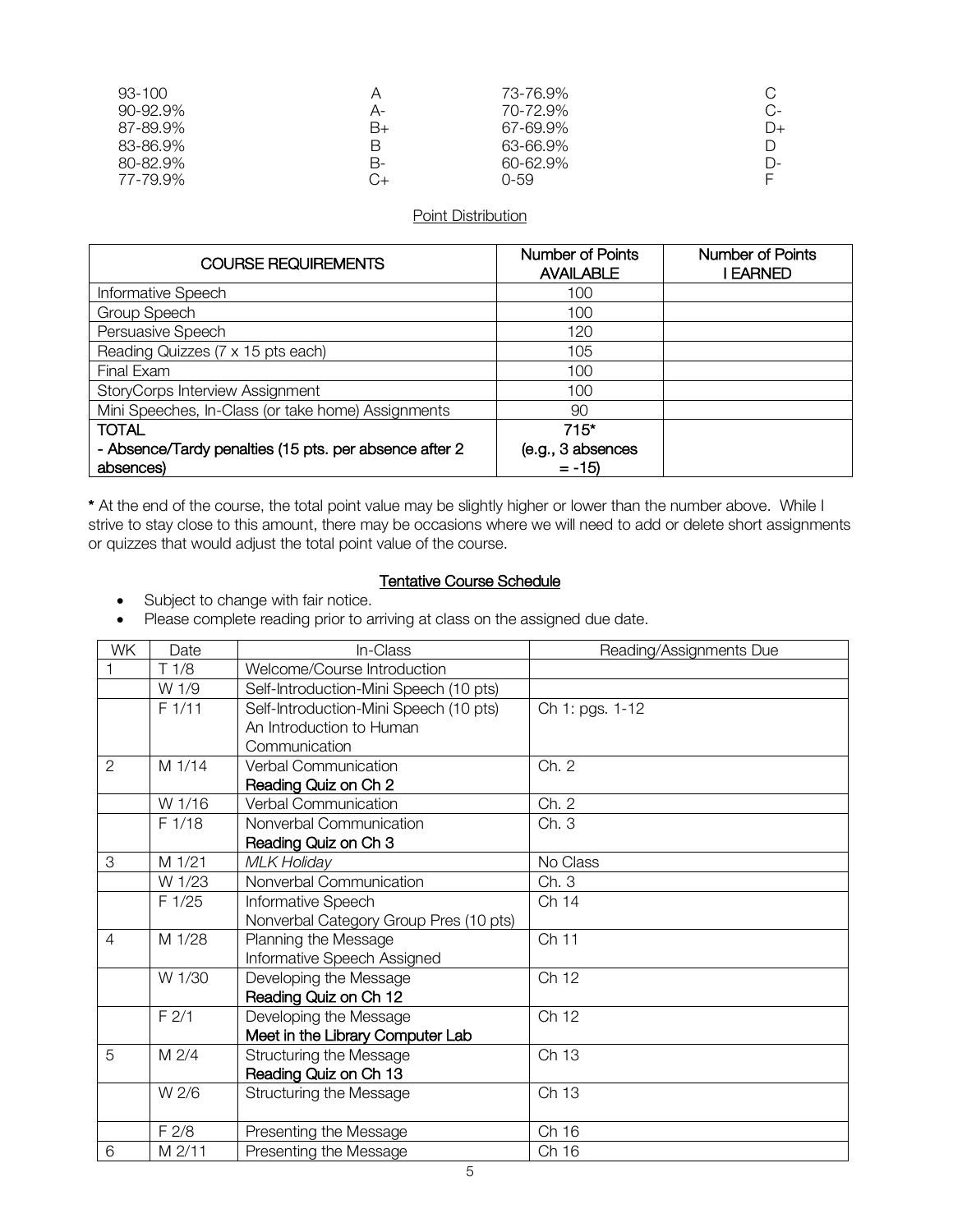| | | | |
|---|---|---|---|
| 93-100 | A | 73-76.9% | C |
| 90-92.9% | A- | 70-72.9% | C- |
| 87-89.9% | B+ | 67-69.9% | D+ |
| 83-86.9% | B | 63-66.9% | D |
| 80-82.9% | B- | 60-62.9% | D- |
| 77-79.9% | C+ | 0-59 | F |

## Point Distribution

| COURSE REQUIREMENTS | Number of Points AVAILABLE | Number of Points I EARNED |
|---|---|---|
| Informative Speech | 100 | |
| Group Speech | 100 | |
| Persuasive Speech | 120 | |
| Reading Quizzes (7 x 15 pts each) | 105 | |
| Final Exam | 100 | |
| StoryCorps Interview Assignment | 100 | |
| Mini Speeches, In-Class (or take home) Assignments | 90 | |
| **TOTAL** <br> **- Absence/Tardy penalties (15 pts. per absence after 2 absences)** | **715*** <br> **(e.g., 3 absences = -15)** | |

**\*** At the end of the course, the total point value may be slightly higher or lower than the number above. While I strive to stay close to this amount, there may be occasions where we will need to add or delete short assignments or quizzes that would adjust the total point value of the course.

## Tentative Course Schedule

- Subject to change with fair notice.
- Please complete reading prior to arriving at class on the assigned due date.

| WK | Date | In-Class | Reading/Assignments Due |
|---|---|---|---|
| 1 | T 1/8 | Welcome/Course Introduction | |
| | W 1/9 | Self-Introduction-Mini Speech (10 pts) | |
| | F 1/11 | Self-Introduction-Mini Speech (10 pts) <br> An Introduction to Human Communication | Ch 1: pgs. 1-12 |
| 2 | M 1/14 | Verbal Communication <br> **Reading Quiz on Ch 2** | Ch. 2 |
| | W 1/16 | Verbal Communication | Ch. 2 |
| | F 1/18 | Nonverbal Communication <br> **Reading Quiz on Ch 3** | Ch. 3 |
| 3 | M 1/21 | *MLK Holiday* | No Class |
| | W 1/23 | Nonverbal Communication | Ch. 3 |
| | F 1/25 | Informative Speech <br> Nonverbal Category Group Pres (10 pts) | Ch 14 |
| 4 | M 1/28 | Planning the Message <br> Informative Speech Assigned | Ch 11 |
| | W 1/30 | Developing the Message <br> **Reading Quiz on Ch 12** | Ch 12 |
| | F 2/1 | Developing the Message <br> **Meet in the Library Computer Lab** | Ch 12 |
| 5 | M 2/4 | Structuring the Message <br> **Reading Quiz on Ch 13** | Ch 13 |
| | W 2/6 | Structuring the Message | Ch 13 |
| | F 2/8 | Presenting the Message | Ch 16 |
| 6 | M 2/11 | Presenting the Message | Ch 16 |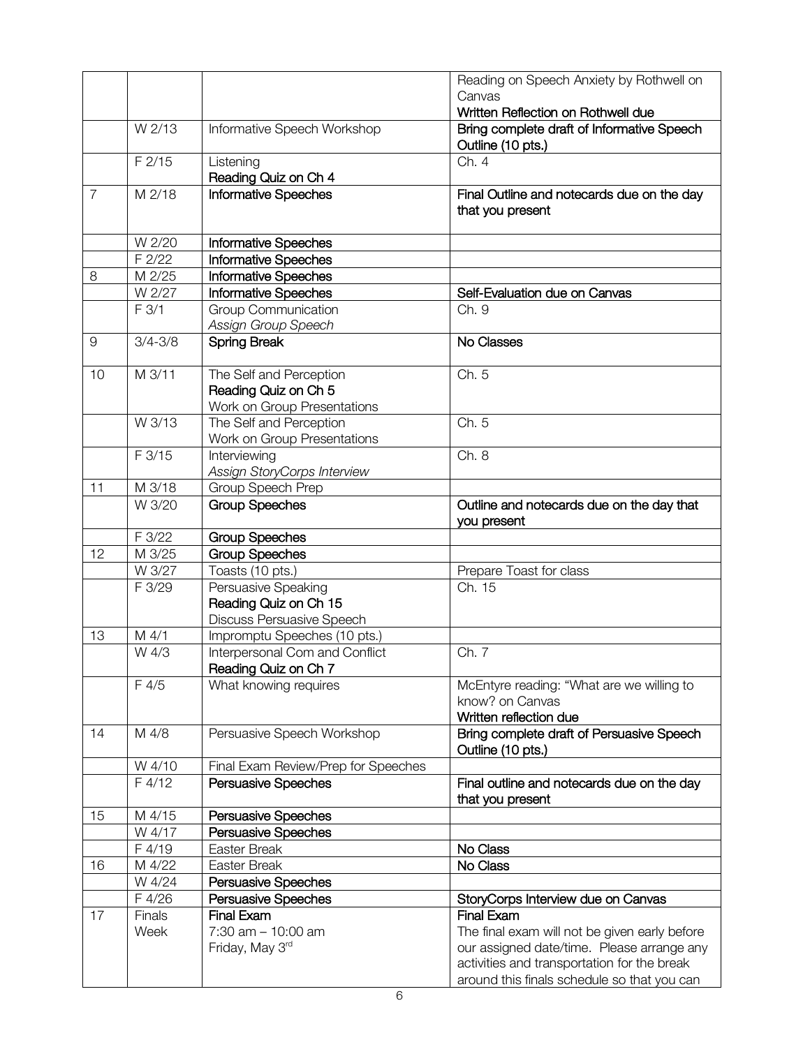| | | | |
|---|---|---|---|
| | | | Reading on Speech Anxiety by Rothwell on Canvas<br>**Written Reflection on Rothwell due** |
| | W 2/13 | Informative Speech Workshop | **Bring complete draft of Informative Speech Outline (10 pts.)** |
| | F 2/15 | Listening<br>Reading Quiz on Ch 4 | Ch. 4 |
| 7 | M 2/18 | **Informative Speeches** | **Final Outline and notecards due on the day that you present** |
| | W 2/20 | **Informative Speeches** | |
| | F 2/22 | **Informative Speeches** | |
| 8 | M 2/25 | **Informative Speeches** | |
| | W 2/27 | **Informative Speeches** | **Self-Evaluation due on Canvas** |
| | F 3/1 | Group Communication<br>*Assign Group Speech* | Ch. 9 |
| 9 | 3/4-3/8 | **Spring Break** | **No Classes** |
| 10 | M 3/11 | The Self and Perception<br>Reading Quiz on Ch 5<br>Work on Group Presentations | Ch. 5 |
| | W 3/13 | The Self and Perception<br>Work on Group Presentations | Ch. 5 |
| | F 3/15 | Interviewing<br>*Assign StoryCorps Interview* | Ch. 8 |
| 11 | M 3/18 | Group Speech Prep | |
| | W 3/20 | **Group Speeches** | **Outline and notecards due on the day that you present** |
| | F 3/22 | **Group Speeches** | |
| 12 | M 3/25 | **Group Speeches** | |
| | W 3/27 | Toasts (10 pts.) | Prepare Toast for class |
| | F 3/29 | Persuasive Speaking<br>Reading Quiz on Ch 15<br>Discuss Persuasive Speech | Ch. 15 |
| 13 | M 4/1 | Impromptu Speeches (10 pts.) | |
| | W 4/3 | Interpersonal Com and Conflict<br>Reading Quiz on Ch 7 | Ch. 7 |
| | F 4/5 | What knowing requires | McEntyre reading: "What are we willing to know? on Canvas<br>**Written reflection due** |
| 14 | M 4/8 | Persuasive Speech Workshop | **Bring complete draft of Persuasive Speech Outline (10 pts.)** |
| | W 4/10 | Final Exam Review/Prep for Speeches | |
| | F 4/12 | **Persuasive Speeches** | **Final outline and notecards due on the day that you present** |
| 15 | M 4/15 | **Persuasive Speeches** | |
| | W 4/17 | **Persuasive Speeches** | |
| | F 4/19 | Easter Break | **No Class** |
| 16 | M 4/22 | Easter Break | **No Class** |
| | W 4/24 | **Persuasive Speeches** | |
| | F 4/26 | **Persuasive Speeches** | **StoryCorps Interview due on Canvas** |
| 17 | Finals Week | **Final Exam**<br>7:30 am – 10:00 am<br>Friday, May 3rd | **Final Exam**<br>The final exam will not be given early before our assigned date/time. Please arrange any activities and transportation for the break around this finals schedule so that you can |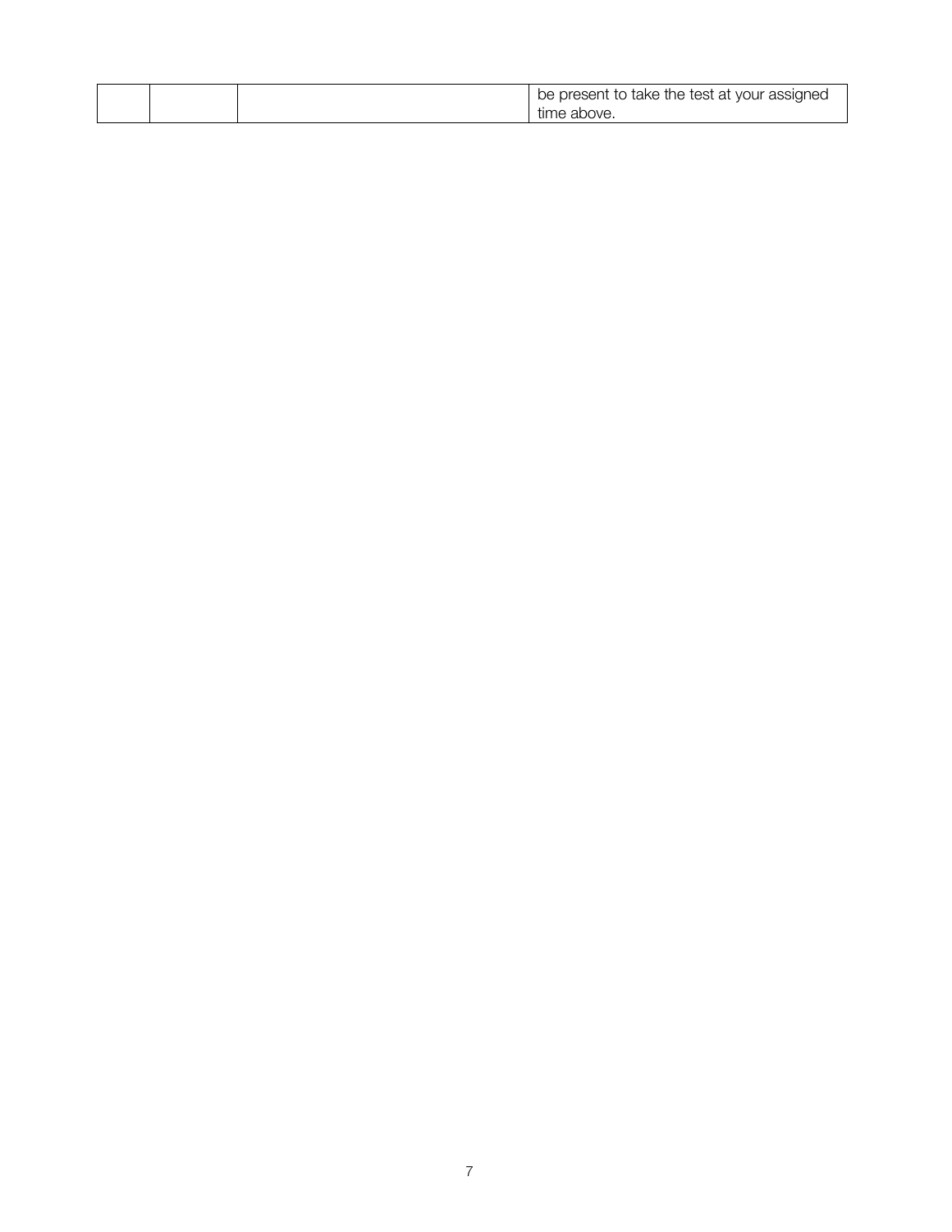| | | | |
|---|---|---|---|
| | | | be present to take the test at your assigned time above. |